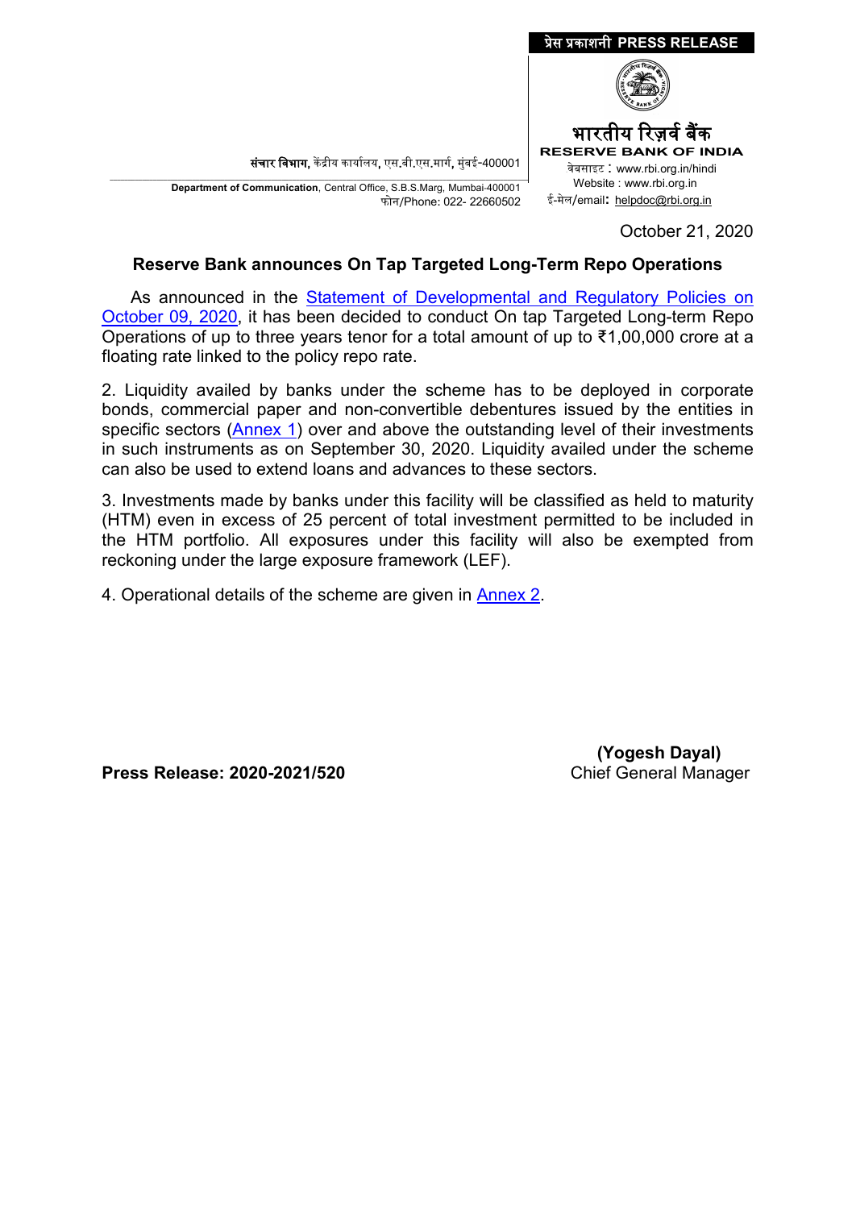प्रेस प्रकाशनी PRESS RELEASE

भारतीय रिज़र्व बैंक
RESERVE BANK OF INDIA

वेबसाइट : www.rbi.org.in/hindi
Website : www.rbi.org.in
ई-मेल/email: helpdoc@rbi.org.in

संचार विभाग, केंद्रीय कार्यालय, एस.बी.एस.मार्ग, मुंबई-400001
**Department of Communication**, Central Office, S.B.S.Marg, Mumbai-400001
फोन/Phone: 022- 22660502

October 21, 2020

## Reserve Bank announces On Tap Targeted Long-Term Repo Operations

As announced in the Statement of Developmental and Regulatory Policies on October 09, 2020, it has been decided to conduct On tap Targeted Long-term Repo Operations of up to three years tenor for a total amount of up to ₹1,00,000 crore at a floating rate linked to the policy repo rate.

2. Liquidity availed by banks under the scheme has to be deployed in corporate bonds, commercial paper and non-convertible debentures issued by the entities in specific sectors (Annex 1) over and above the outstanding level of their investments in such instruments as on September 30, 2020. Liquidity availed under the scheme can also be used to extend loans and advances to these sectors.

3. Investments made by banks under this facility will be classified as held to maturity (HTM) even in excess of 25 percent of total investment permitted to be included in the HTM portfolio. All exposures under this facility will also be exempted from reckoning under the large exposure framework (LEF).

4. Operational details of the scheme are given in Annex 2.

**(Yogesh Dayal)**
Chief General Manager

**Press Release: 2020-2021/520**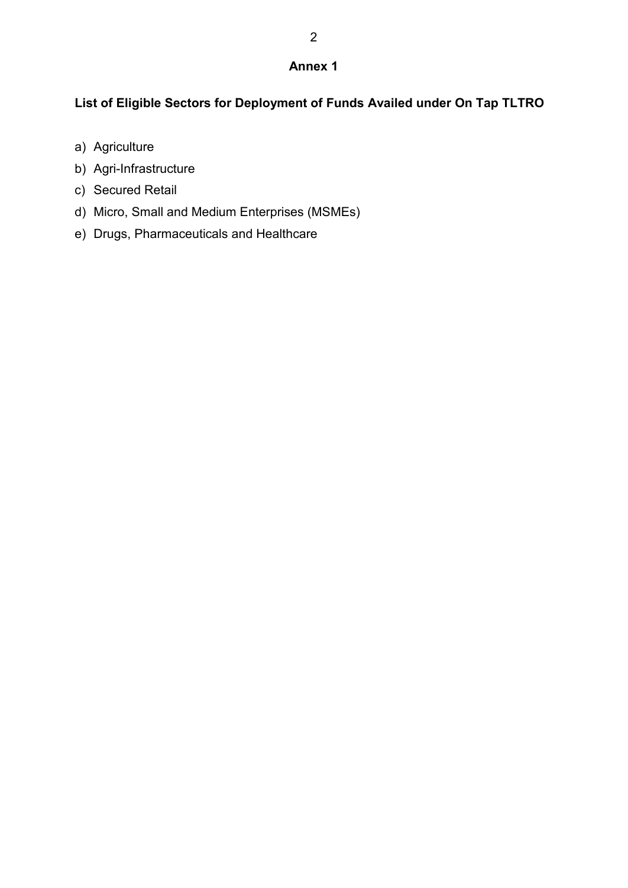## Annex 1

### List of Eligible Sectors for Deployment of Funds Availed under On Tap TLTRO

a) Agriculture

b) Agri-Infrastructure

c) Secured Retail

d) Micro, Small and Medium Enterprises (MSMEs)

e) Drugs, Pharmaceuticals and Healthcare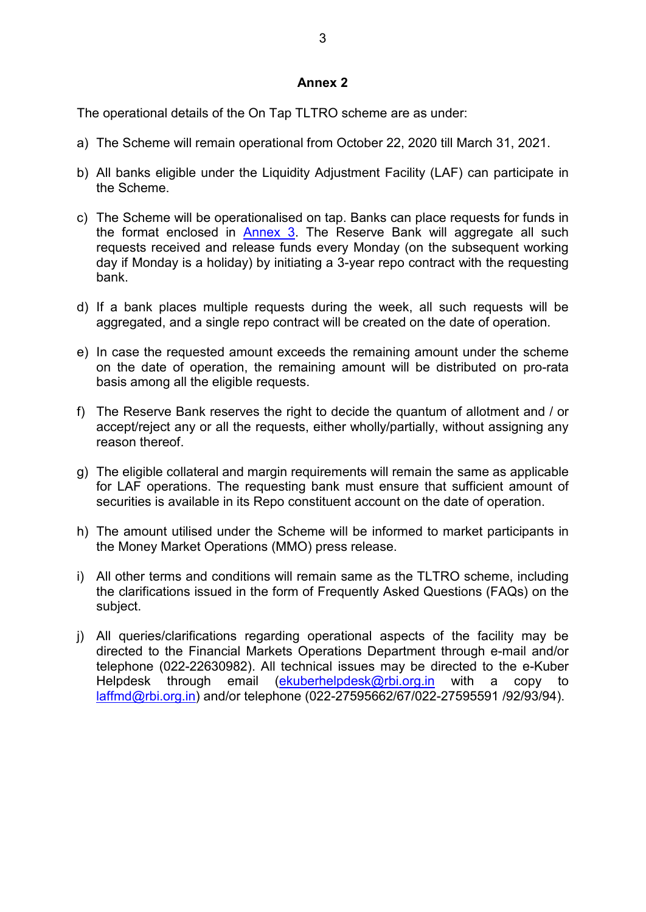## Annex 2

The operational details of the On Tap TLTRO scheme are as under:

a) The Scheme will remain operational from October 22, 2020 till March 31, 2021.

b) All banks eligible under the Liquidity Adjustment Facility (LAF) can participate in the Scheme.

c) The Scheme will be operationalised on tap. Banks can place requests for funds in the format enclosed in [Annex 3](#). The Reserve Bank will aggregate all such requests received and release funds every Monday (on the subsequent working day if Monday is a holiday) by initiating a 3-year repo contract with the requesting bank.

d) If a bank places multiple requests during the week, all such requests will be aggregated, and a single repo contract will be created on the date of operation.

e) In case the requested amount exceeds the remaining amount under the scheme on the date of operation, the remaining amount will be distributed on pro-rata basis among all the eligible requests.

f) The Reserve Bank reserves the right to decide the quantum of allotment and / or accept/reject any or all the requests, either wholly/partially, without assigning any reason thereof.

g) The eligible collateral and margin requirements will remain the same as applicable for LAF operations. The requesting bank must ensure that sufficient amount of securities is available in its Repo constituent account on the date of operation.

h) The amount utilised under the Scheme will be informed to market participants in the Money Market Operations (MMO) press release.

i) All other terms and conditions will remain same as the TLTRO scheme, including the clarifications issued in the form of Frequently Asked Questions (FAQs) on the subject.

j) All queries/clarifications regarding operational aspects of the facility may be directed to the Financial Markets Operations Department through e-mail and/or telephone (022-22630982). All technical issues may be directed to the e-Kuber Helpdesk through email (ekuberhelpdesk@rbi.org.in with a copy to laffmd@rbi.org.in) and/or telephone (022-27595662/67/022-27595591 /92/93/94).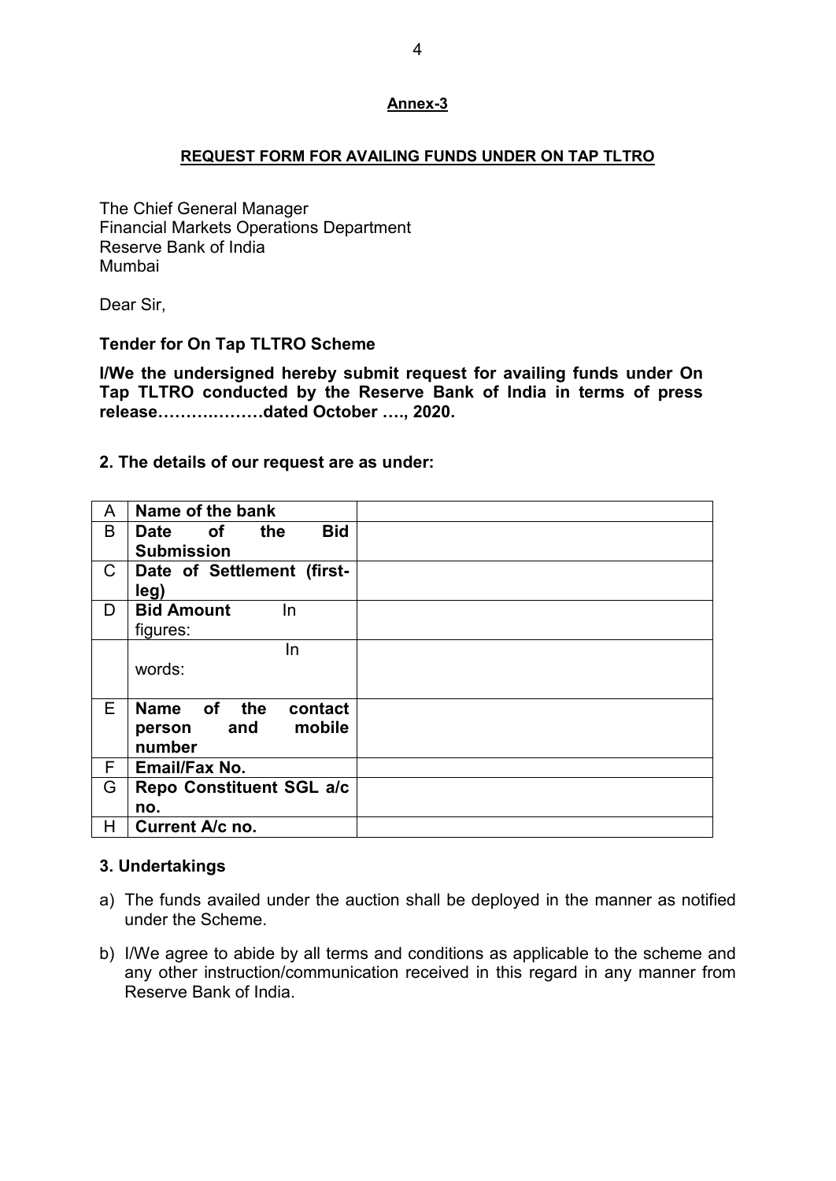**Annex-3**

**REQUEST FORM FOR AVAILING FUNDS UNDER ON TAP TLTRO**

The Chief General Manager
Financial Markets Operations Department
Reserve Bank of India
Mumbai

Dear Sir,

**Tender for On Tap TLTRO Scheme**

**I/We the undersigned hereby submit request for availing funds under On Tap TLTRO conducted by the Reserve Bank of India in terms of press release……….………dated October …., 2020.**

**2. The details of our request are as under:**

| | | |
|---|---|---|
| A | **Name of the bank** | |
| B | **Date of the Bid Submission** | |
| C | **Date of Settlement (first-leg)** | |
| D | **Bid Amount** In figures: | |
| | In words: | |
| E | **Name of the contact person and mobile number** | |
| F | **Email/Fax No.** | |
| G | **Repo Constituent SGL a/c no.** | |
| H | **Current A/c no.** | |

**3. Undertakings**

a) The funds availed under the auction shall be deployed in the manner as notified under the Scheme.

b) I/We agree to abide by all terms and conditions as applicable to the scheme and any other instruction/communication received in this regard in any manner from Reserve Bank of India.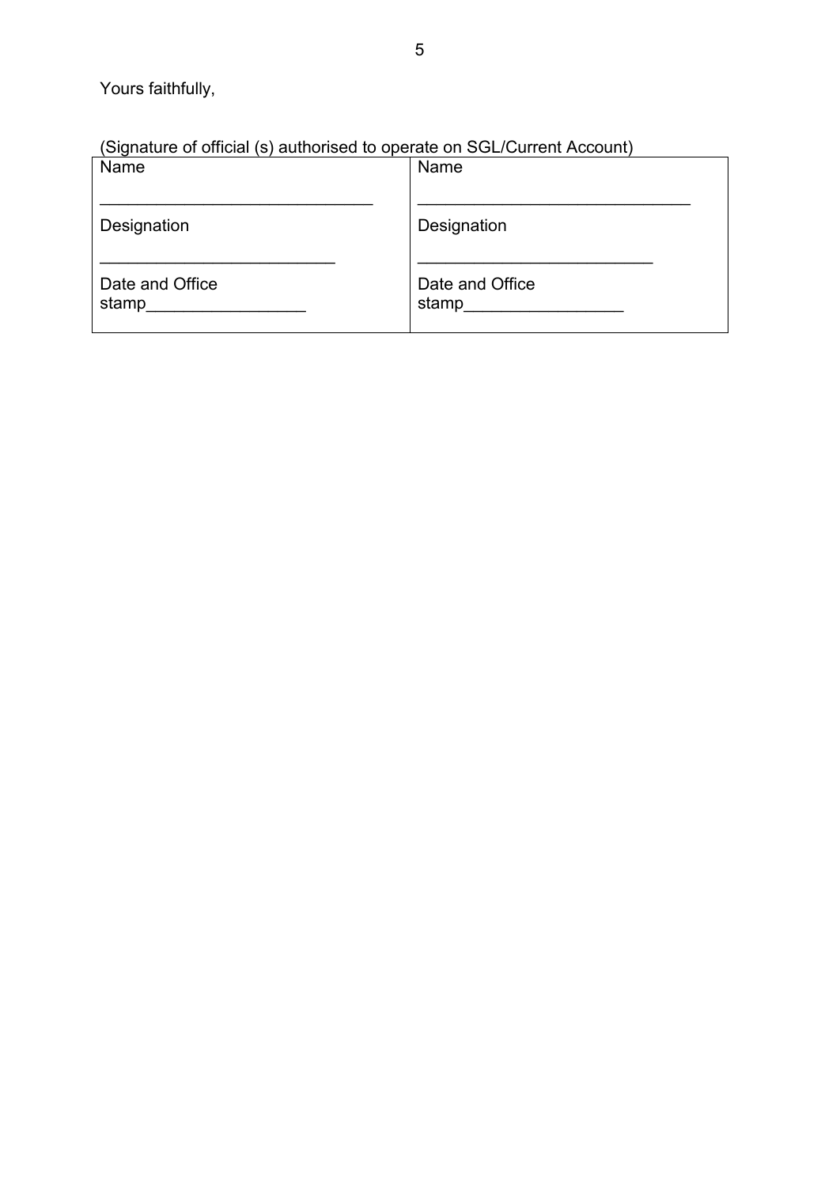Yours faithfully,

(Signature of official (s) authorised to operate on SGL/Current Account)

| | |
|---|---|
| Name<br><br>_____________________________<br><br>Designation<br><br>_________________________<br><br>Date and Office stamp_________________ | Name<br><br>_____________________________<br><br>Designation<br><br>_________________________<br><br>Date and Office stamp_________________ |